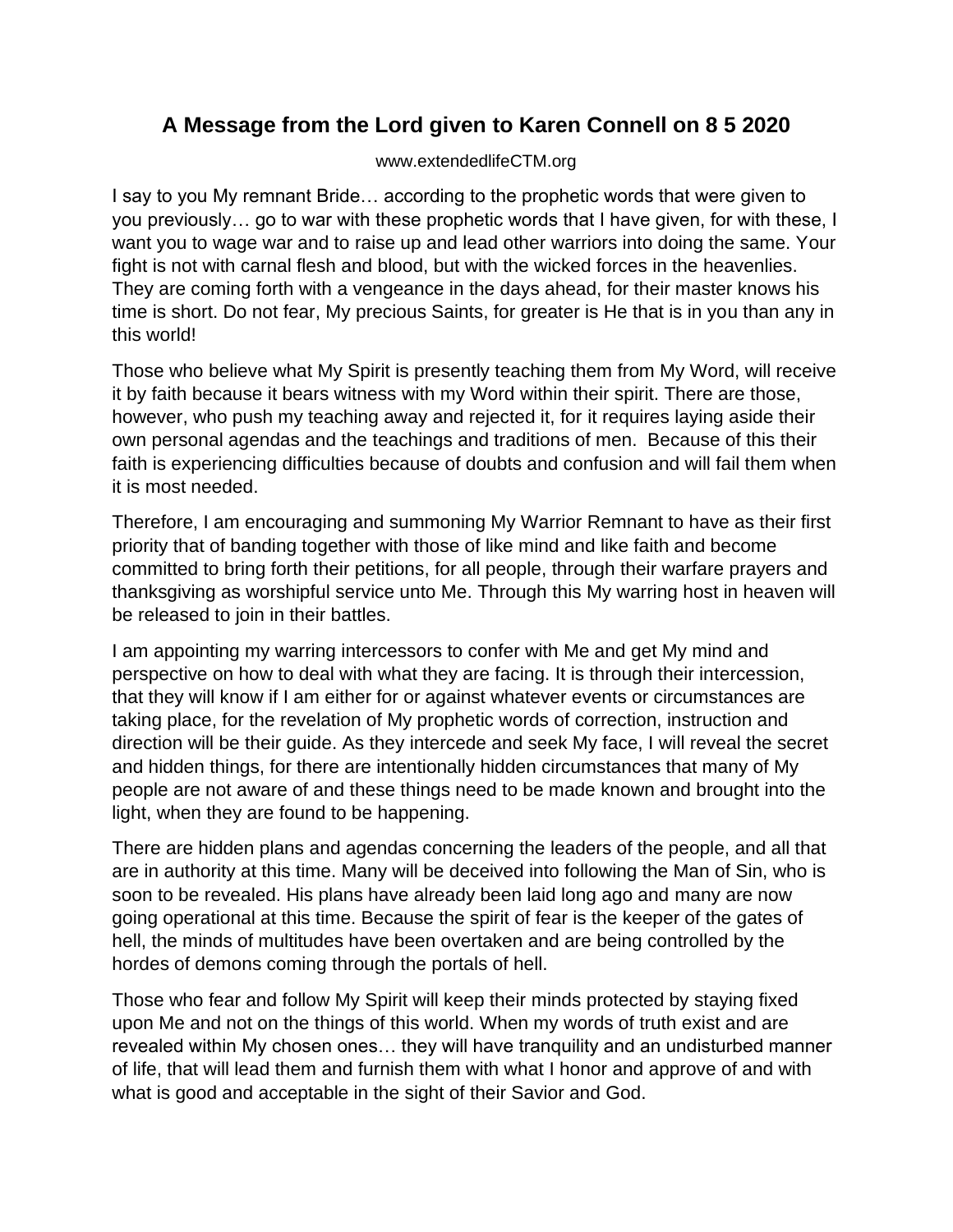# A Message from the Lord given to Karen Connell on 8 5 2020

www.extendedlifeCTM.org

I say to you My remnant Bride… according to the prophetic words that were given to you previously… go to war with these prophetic words that I have given, for with these, I want you to wage war and to raise up and lead other warriors into doing the same. Your fight is not with carnal flesh and blood, but with the wicked forces in the heavenlies. They are coming forth with a vengeance in the days ahead, for their master knows his time is short. Do not fear, My precious Saints, for greater is He that is in you than any in this world!

Those who believe what My Spirit is presently teaching them from My Word, will receive it by faith because it bears witness with my Word within their spirit. There are those, however, who push my teaching away and rejected it, for it requires laying aside their own personal agendas and the teachings and traditions of men. Because of this their faith is experiencing difficulties because of doubts and confusion and will fail them when it is most needed.

Therefore, I am encouraging and summoning My Warrior Remnant to have as their first priority that of banding together with those of like mind and like faith and become committed to bring forth their petitions, for all people, through their warfare prayers and thanksgiving as worshipful service unto Me. Through this My warring host in heaven will be released to join in their battles.

I am appointing my warring intercessors to confer with Me and get My mind and perspective on how to deal with what they are facing. It is through their intercession, that they will know if I am either for or against whatever events or circumstances are taking place, for the revelation of My prophetic words of correction, instruction and direction will be their guide. As they intercede and seek My face, I will reveal the secret and hidden things, for there are intentionally hidden circumstances that many of My people are not aware of and these things need to be made known and brought into the light, when they are found to be happening.

There are hidden plans and agendas concerning the leaders of the people, and all that are in authority at this time. Many will be deceived into following the Man of Sin, who is soon to be revealed. His plans have already been laid long ago and many are now going operational at this time. Because the spirit of fear is the keeper of the gates of hell, the minds of multitudes have been overtaken and are being controlled by the hordes of demons coming through the portals of hell.

Those who fear and follow My Spirit will keep their minds protected by staying fixed upon Me and not on the things of this world. When my words of truth exist and are revealed within My chosen ones… they will have tranquility and an undisturbed manner of life, that will lead them and furnish them with what I honor and approve of and with what is good and acceptable in the sight of their Savior and God.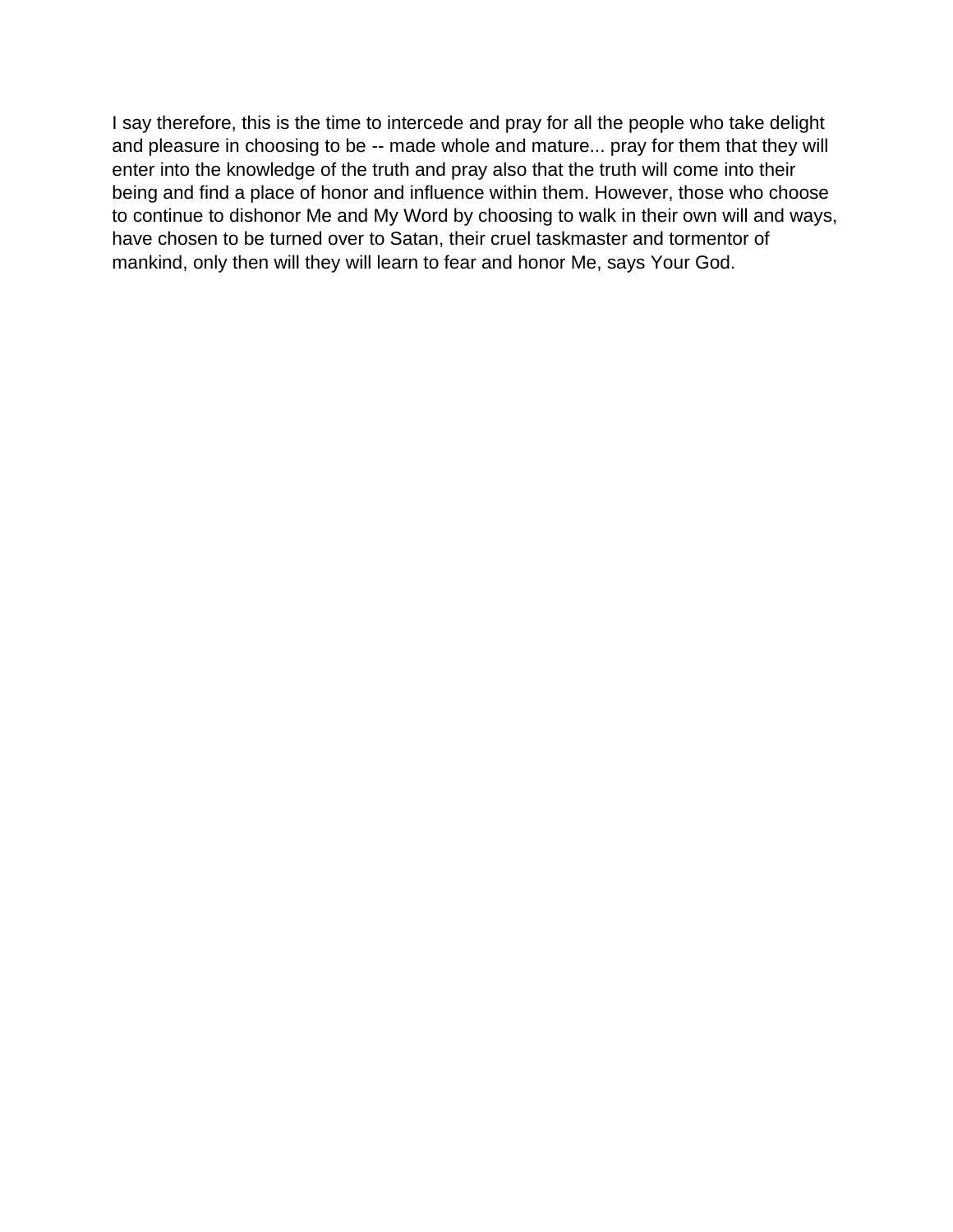I say therefore, this is the time to intercede and pray for all the people who take delight and pleasure in choosing to be -- made whole and mature... pray for them that they will enter into the knowledge of the truth and pray also that the truth will come into their being and find a place of honor and influence within them. However, those who choose to continue to dishonor Me and My Word by choosing to walk in their own will and ways, have chosen to be turned over to Satan, their cruel taskmaster and tormentor of mankind, only then will they will learn to fear and honor Me, says Your God.